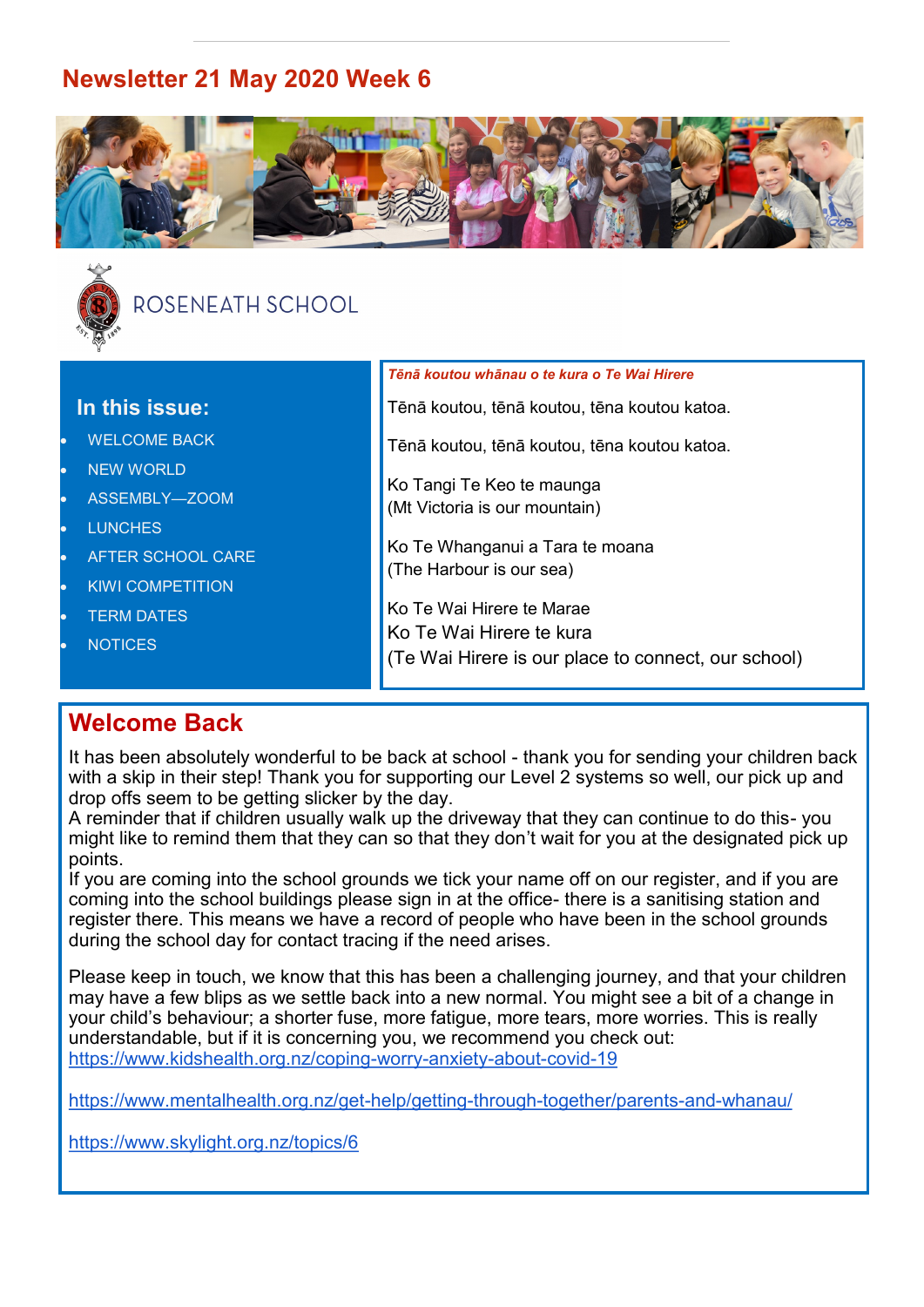# Newsletter 21 May 2020 Week 6

ROSENEATH SCHOOL

## In this issue:

- WELCOME BACK
- NEW WORLD
- ASSEMBLY—ZOOM
- LUNCHES
- AFTER SCHOOL CARE
- KIWI COMPETITION
- TERM DATES
- NOTICES

***Tēnā koutou whānau o te kura o Te Wai Hirere***

Tēnā koutou, tēnā koutou, tēna koutou katoa.

Tēnā koutou, tēnā koutou, tēna koutou katoa.

Ko Tangi Te Keo te maunga
(Mt Victoria is our mountain)

Ko Te Whanganui a Tara te moana
(The Harbour is our sea)

Ko Te Wai Hirere te Marae
Ko Te Wai Hirere te kura
(Te Wai Hirere is our place to connect, our school)

## Welcome Back

It has been absolutely wonderful to be back at school - thank you for sending your children back with a skip in their step! Thank you for supporting our Level 2 systems so well, our pick up and drop offs seem to be getting slicker by the day.
A reminder that if children usually walk up the driveway that they can continue to do this- you might like to remind them that they can so that they don't wait for you at the designated pick up points.
If you are coming into the school grounds we tick your name off on our register, and if you are coming into the school buildings please sign in at the office- there is a sanitising station and register there. This means we have a record of people who have been in the school grounds during the school day for contact tracing if the need arises.

Please keep in touch, we know that this has been a challenging journey, and that your children may have a few blips as we settle back into a new normal. You might see a bit of a change in your child's behaviour; a shorter fuse, more fatigue, more tears, more worries. This is really understandable, but if it is concerning you, we recommend you check out:
https://www.kidshealth.org.nz/coping-worry-anxiety-about-covid-19

https://www.mentalhealth.org.nz/get-help/getting-through-together/parents-and-whanau/

https://www.skylight.org.nz/topics/6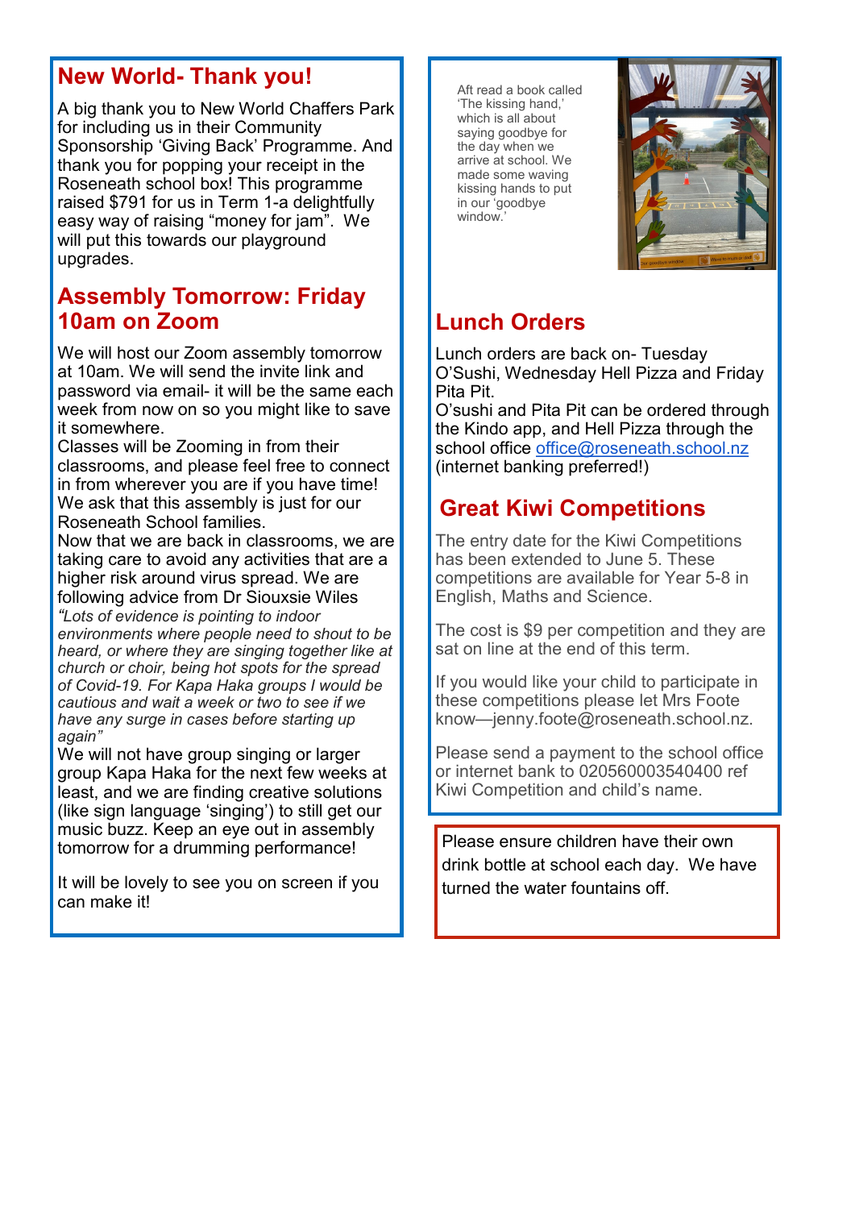## New World- Thank you!

A big thank you to New World Chaffers Park for including us in their Community Sponsorship 'Giving Back' Programme. And thank you for popping your receipt in the Roseneath school box! This programme raised $791 for us in Term 1-a delightfully easy way of raising "money for jam". We will put this towards our playground upgrades.

## Assembly Tomorrow: Friday 10am on Zoom

We will host our Zoom assembly tomorrow at 10am. We will send the invite link and password via email- it will be the same each week from now on so you might like to save it somewhere.

Classes will be Zooming in from their classrooms, and please feel free to connect in from wherever you are if you have time! We ask that this assembly is just for our Roseneath School families.

Now that we are back in classrooms, we are taking care to avoid any activities that are a higher risk around virus spread. We are following advice from Dr Siouxsie Wiles

*"Lots of evidence is pointing to indoor environments where people need to shout to be heard, or where they are singing together like at church or choir, being hot spots for the spread of Covid-19. For Kapa Haka groups I would be cautious and wait a week or two to see if we have any surge in cases before starting up again"*

We will not have group singing or larger group Kapa Haka for the next few weeks at least, and we are finding creative solutions (like sign language 'singing') to still get our music buzz. Keep an eye out in assembly tomorrow for a drumming performance!

It will be lovely to see you on screen if you can make it!

Aft read a book called 'The kissing hand,' which is all about saying goodbye for the day when we arrive at school. We made some waving kissing hands to put in our 'goodbye window.'

## Lunch Orders

Lunch orders are back on- Tuesday O'Sushi, Wednesday Hell Pizza and Friday Pita Pit.

O'sushi and Pita Pit can be ordered through the Kindo app, and Hell Pizza through the school office office@roseneath.school.nz (internet banking preferred!)

## Great Kiwi Competitions

The entry date for the Kiwi Competitions has been extended to June 5. These competitions are available for Year 5-8 in English, Maths and Science.

The cost is $9 per competition and they are sat on line at the end of this term.

If you would like your child to participate in these competitions please let Mrs Foote know—jenny.foote@roseneath.school.nz.

Please send a payment to the school office or internet bank to 020560003540400 ref Kiwi Competition and child's name.

Please ensure children have their own drink bottle at school each day. We have turned the water fountains off.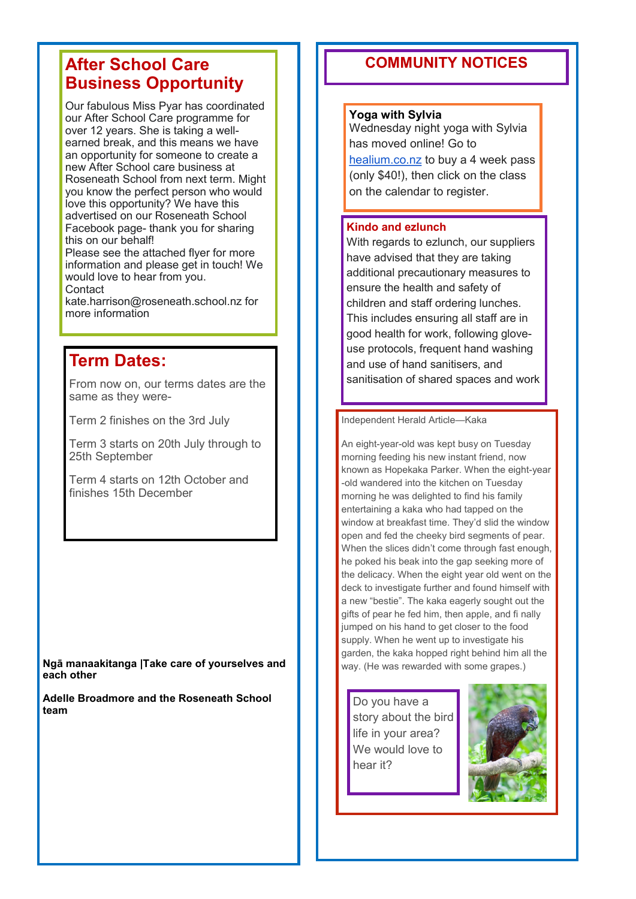## After School Care Business Opportunity

Our fabulous Miss Pyar has coordinated our After School Care programme for over 12 years. She is taking a well-earned break, and this means we have an opportunity for someone to create a new After School care business at Roseneath School from next term. Might you know the perfect person who would love this opportunity? We have this advertised on our Roseneath School Facebook page- thank you for sharing this on our behalf!
Please see the attached flyer for more information and please get in touch! We would love to hear from you.
Contact
kate.harrison@roseneath.school.nz for more information

## Term Dates:

From now on, our terms dates are the same as they were-

Term 2 finishes on the 3rd July

Term 3 starts on 20th July through to 25th September

Term 4 starts on 12th October and finishes 15th December

**Ngā manaakitanga |Take care of yourselves and each other**

**Adelle Broadmore and the Roseneath School team**

## COMMUNITY NOTICES

**Yoga with Sylvia**
Wednesday night yoga with Sylvia has moved online! Go to healium.co.nz to buy a 4 week pass (only $40!), then click on the class on the calendar to register.

**Kindo and ezlunch**
With regards to ezlunch, our suppliers have advised that they are taking additional precautionary measures to ensure the health and safety of children and staff ordering lunches. This includes ensuring all staff are in good health for work, following glove-use protocols, frequent hand washing and use of hand sanitisers, and sanitisation of shared spaces and work

Independent Herald Article—Kaka

An eight-year-old was kept busy on Tuesday morning feeding his new instant friend, now known as Hopekaka Parker. When the eight-year-old wandered into the kitchen on Tuesday morning he was delighted to find his family entertaining a kaka who had tapped on the window at breakfast time. They'd slid the window open and fed the cheeky bird segments of pear. When the slices didn't come through fast enough, he poked his beak into the gap seeking more of the delicacy. When the eight year old went on the deck to investigate further and found himself with a new "bestie". The kaka eagerly sought out the gifts of pear he fed him, then apple, and fi nally jumped on his hand to get closer to the food supply. When he went up to investigate his garden, the kaka hopped right behind him all the way. (He was rewarded with some grapes.)

Do you have a story about the bird life in your area? We would love to hear it?